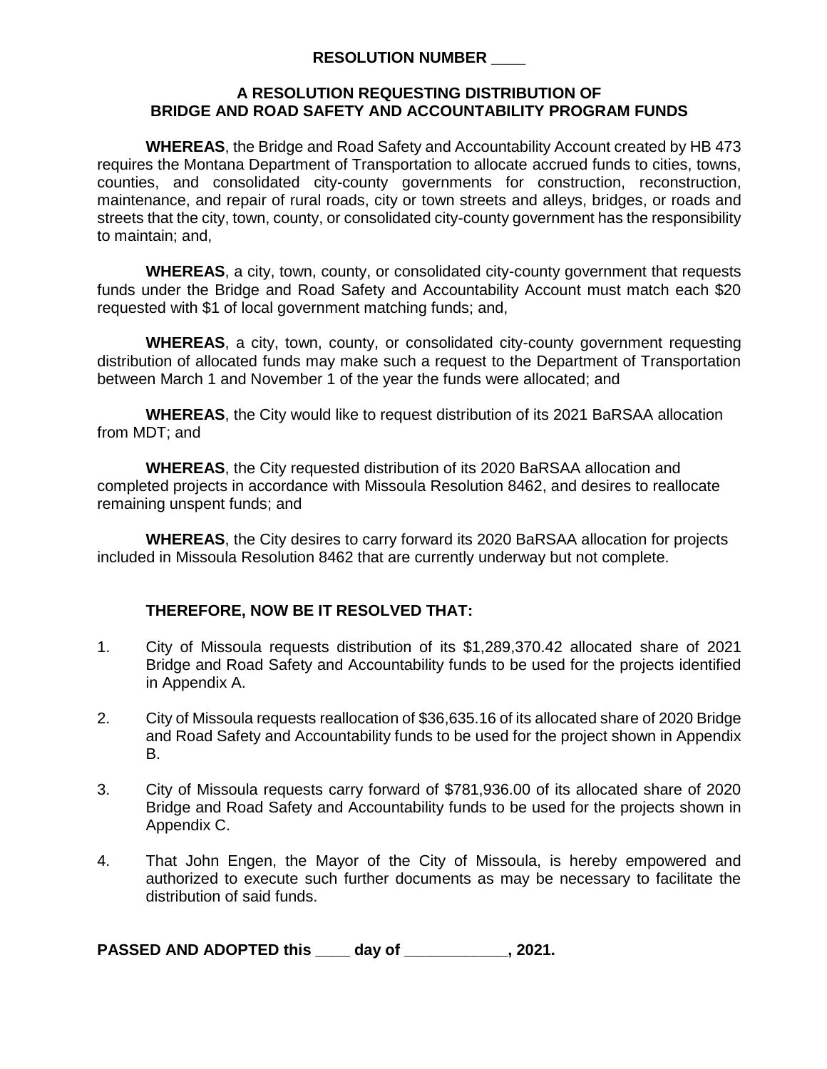**RESOLUTION NUMBER \_\_\_\_**

**A RESOLUTION REQUESTING DISTRIBUTION OF BRIDGE AND ROAD SAFETY AND ACCOUNTABILITY PROGRAM FUNDS**

**WHEREAS**, the Bridge and Road Safety and Accountability Account created by HB 473 requires the Montana Department of Transportation to allocate accrued funds to cities, towns, counties, and consolidated city-county governments for construction, reconstruction, maintenance, and repair of rural roads, city or town streets and alleys, bridges, or roads and streets that the city, town, county, or consolidated city-county government has the responsibility to maintain; and,

**WHEREAS**, a city, town, county, or consolidated city-county government that requests funds under the Bridge and Road Safety and Accountability Account must match each $20 requested with $1 of local government matching funds; and,

**WHEREAS**, a city, town, county, or consolidated city-county government requesting distribution of allocated funds may make such a request to the Department of Transportation between March 1 and November 1 of the year the funds were allocated; and

**WHEREAS**, the City would like to request distribution of its 2021 BaRSAA allocation from MDT; and

**WHEREAS**, the City requested distribution of its 2020 BaRSAA allocation and completed projects in accordance with Missoula Resolution 8462, and desires to reallocate remaining unspent funds; and

**WHEREAS**, the City desires to carry forward its 2020 BaRSAA allocation for projects included in Missoula Resolution 8462 that are currently underway but not complete.

**THEREFORE, NOW BE IT RESOLVED THAT:**

1. City of Missoula requests distribution of its $1,289,370.42 allocated share of 2021 Bridge and Road Safety and Accountability funds to be used for the projects identified in Appendix A.

2. City of Missoula requests reallocation of $36,635.16 of its allocated share of 2020 Bridge and Road Safety and Accountability funds to be used for the project shown in Appendix B.

3. City of Missoula requests carry forward of $781,936.00 of its allocated share of 2020 Bridge and Road Safety and Accountability funds to be used for the projects shown in Appendix C.

4. That John Engen, the Mayor of the City of Missoula, is hereby empowered and authorized to execute such further documents as may be necessary to facilitate the distribution of said funds.

**PASSED AND ADOPTED this \_\_\_\_ day of \_\_\_\_\_\_\_\_\_\_\_\_, 2021.**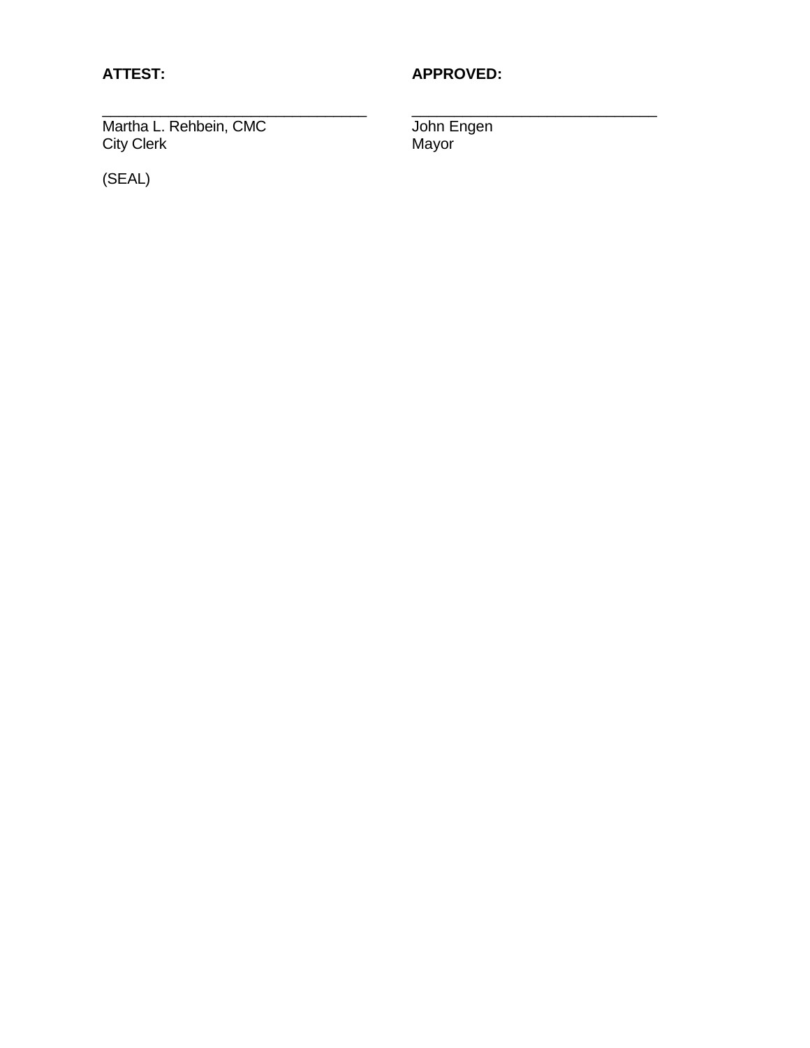| **ATTEST:** | **APPROVED:** |
| --- | --- |
| ________________________________ | ______________________________ |
| Martha L. Rehbein, CMC | John Engen |
| City Clerk | Mayor |

(SEAL)